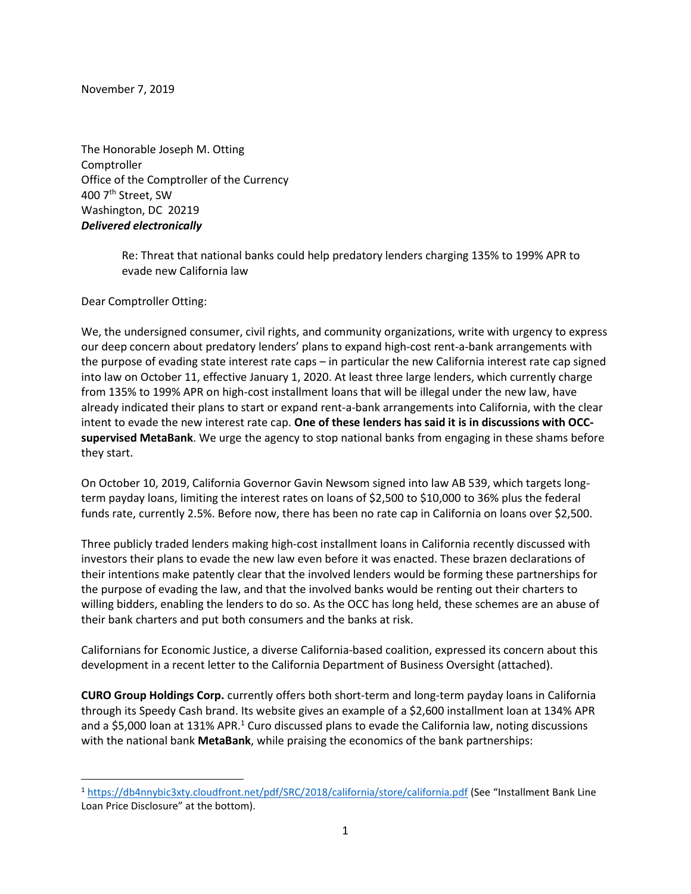November 7, 2019

The Honorable Joseph M. Otting
Comptroller
Office of the Comptroller of the Currency
400 7th Street, SW
Washington, DC 20219
***Delivered electronically***

> Re: Threat that national banks could help predatory lenders charging 135% to 199% APR to evade new California law

Dear Comptroller Otting:

We, the undersigned consumer, civil rights, and community organizations, write with urgency to express our deep concern about predatory lenders' plans to expand high-cost rent-a-bank arrangements with the purpose of evading state interest rate caps – in particular the new California interest rate cap signed into law on October 11, effective January 1, 2020. At least three large lenders, which currently charge from 135% to 199% APR on high-cost installment loans that will be illegal under the new law, have already indicated their plans to start or expand rent-a-bank arrangements into California, with the clear intent to evade the new interest rate cap. **One of these lenders has said it is in discussions with OCC-supervised MetaBank**. We urge the agency to stop national banks from engaging in these shams before they start.

On October 10, 2019, California Governor Gavin Newsom signed into law AB 539, which targets long-term payday loans, limiting the interest rates on loans of $2,500 to $10,000 to 36% plus the federal funds rate, currently 2.5%. Before now, there has been no rate cap in California on loans over $2,500.

Three publicly traded lenders making high-cost installment loans in California recently discussed with investors their plans to evade the new law even before it was enacted. These brazen declarations of their intentions make patently clear that the involved lenders would be forming these partnerships for the purpose of evading the law, and that the involved banks would be renting out their charters to willing bidders, enabling the lenders to do so. As the OCC has long held, these schemes are an abuse of their bank charters and put both consumers and the banks at risk.

Californians for Economic Justice, a diverse California-based coalition, expressed its concern about this development in a recent letter to the California Department of Business Oversight (attached).

**CURO Group Holdings Corp.** currently offers both short-term and long-term payday loans in California through its Speedy Cash brand. Its website gives an example of a $2,600 installment loan at 134% APR and a $5,000 loan at 131% APR.[1] Curo discussed plans to evade the California law, noting discussions with the national bank **MetaBank**, while praising the economics of the bank partnerships:

[1] https://db4nnybic3xty.cloudfront.net/pdf/SRC/2018/california/store/california.pdf (See "Installment Bank Line Loan Price Disclosure" at the bottom).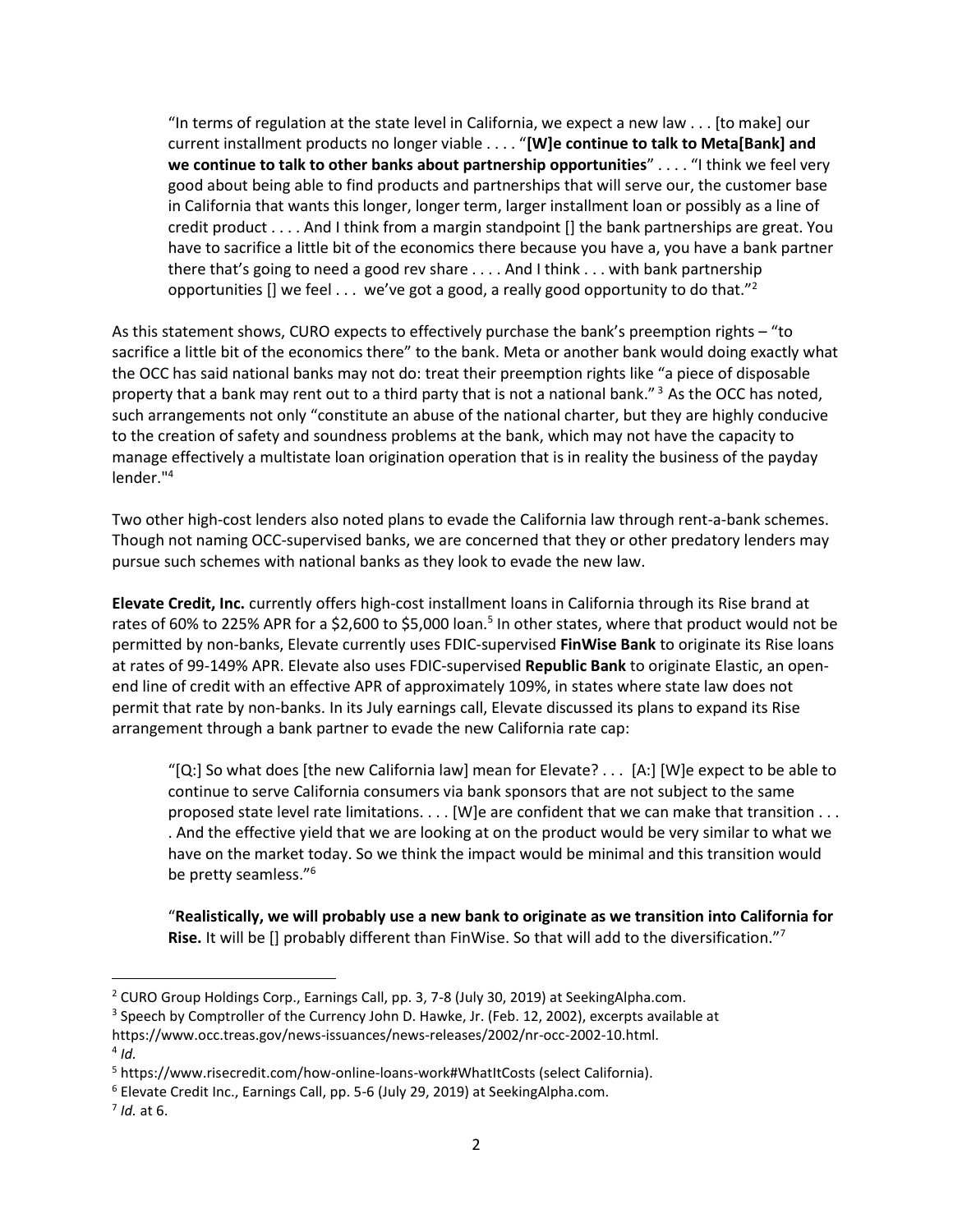> "In terms of regulation at the state level in California, we expect a new law . . . [to make] our current installment products no longer viable . . . . "**[W]e continue to talk to Meta[Bank] and we continue to talk to other banks about partnership opportunities**" . . . . "I think we feel very good about being able to find products and partnerships that will serve our, the customer base in California that wants this longer, longer term, larger installment loan or possibly as a line of credit product . . . . And I think from a margin standpoint [] the bank partnerships are great. You have to sacrifice a little bit of the economics there because you have a, you have a bank partner there that's going to need a good rev share . . . . And I think . . . with bank partnership opportunities [] we feel . . . we've got a good, a really good opportunity to do that."[2]

As this statement shows, CURO expects to effectively purchase the bank's preemption rights – "to sacrifice a little bit of the economics there" to the bank. Meta or another bank would doing exactly what the OCC has said national banks may not do: treat their preemption rights like "a piece of disposable property that a bank may rent out to a third party that is not a national bank."[3] As the OCC has noted, such arrangements not only "constitute an abuse of the national charter, but they are highly conducive to the creation of safety and soundness problems at the bank, which may not have the capacity to manage effectively a multistate loan origination operation that is in reality the business of the payday lender."[4]

Two other high-cost lenders also noted plans to evade the California law through rent-a-bank schemes. Though not naming OCC-supervised banks, we are concerned that they or other predatory lenders may pursue such schemes with national banks as they look to evade the new law.

**Elevate Credit, Inc.** currently offers high-cost installment loans in California through its Rise brand at rates of 60% to 225% APR for a $2,600 to $5,000 loan.[5] In other states, where that product would not be permitted by non-banks, Elevate currently uses FDIC-supervised **FinWise Bank** to originate its Rise loans at rates of 99-149% APR. Elevate also uses FDIC-supervised **Republic Bank** to originate Elastic, an open-end line of credit with an effective APR of approximately 109%, in states where state law does not permit that rate by non-banks. In its July earnings call, Elevate discussed its plans to expand its Rise arrangement through a bank partner to evade the new California rate cap:

> "[Q:] So what does [the new California law] mean for Elevate? . . . [A:] [W]e expect to be able to continue to serve California consumers via bank sponsors that are not subject to the same proposed state level rate limitations. . . . [W]e are confident that we can make that transition . . . . And the effective yield that we are looking at on the product would be very similar to what we have on the market today. So we think the impact would be minimal and this transition would be pretty seamless."[6]
>
> "**Realistically, we will probably use a new bank to originate as we transition into California for Rise.** It will be [] probably different than FinWise. So that will add to the diversification."[7]

---

[2] CURO Group Holdings Corp., Earnings Call, pp. 3, 7-8 (July 30, 2019) at SeekingAlpha.com.

[3] Speech by Comptroller of the Currency John D. Hawke, Jr. (Feb. 12, 2002), excerpts available at https://www.occ.treas.gov/news-issuances/news-releases/2002/nr-occ-2002-10.html.

[4] *Id.*

[5] https://www.risecredit.com/how-online-loans-work#WhatItCosts (select California).

[6] Elevate Credit Inc., Earnings Call, pp. 5-6 (July 29, 2019) at SeekingAlpha.com.

[7] *Id.* at 6.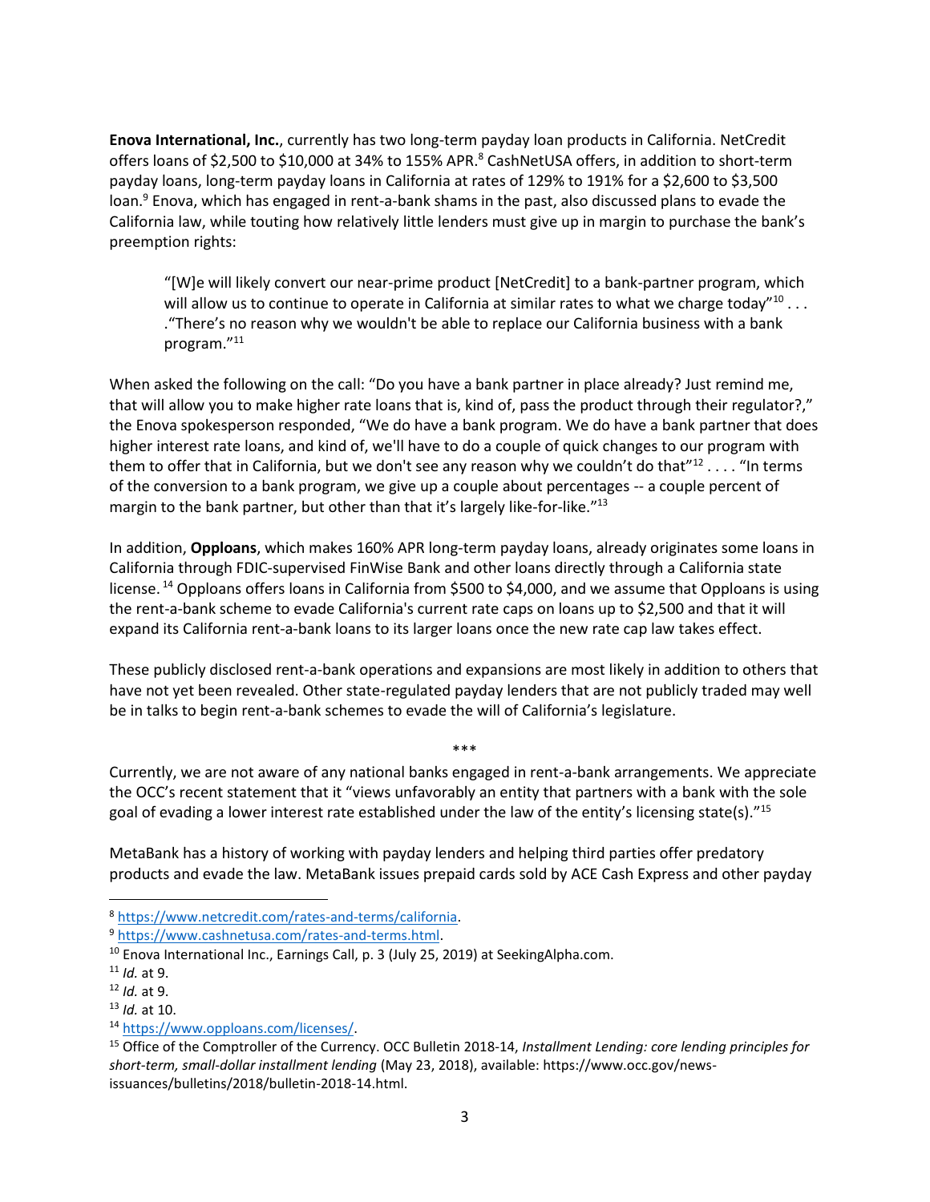**Enova International, Inc.**, currently has two long-term payday loan products in California. NetCredit offers loans of $2,500 to $10,000 at 34% to 155% APR.[8] CashNetUSA offers, in addition to short-term payday loans, long-term payday loans in California at rates of 129% to 191% for a $2,600 to $3,500 loan.[9] Enova, which has engaged in rent-a-bank shams in the past, also discussed plans to evade the California law, while touting how relatively little lenders must give up in margin to purchase the bank's preemption rights:

> "[W]e will likely convert our near-prime product [NetCredit] to a bank-partner program, which will allow us to continue to operate in California at similar rates to what we charge today"[10] . . . ."There's no reason why we wouldn't be able to replace our California business with a bank program."[11]

When asked the following on the call: "Do you have a bank partner in place already? Just remind me, that will allow you to make higher rate loans that is, kind of, pass the product through their regulator?," the Enova spokesperson responded, "We do have a bank program. We do have a bank partner that does higher interest rate loans, and kind of, we'll have to do a couple of quick changes to our program with them to offer that in California, but we don't see any reason why we couldn't do that"[12] . . . . "In terms of the conversion to a bank program, we give up a couple about percentages -- a couple percent of margin to the bank partner, but other than that it's largely like-for-like."[13]

In addition, **Opploans**, which makes 160% APR long-term payday loans, already originates some loans in California through FDIC-supervised FinWise Bank and other loans directly through a California state license.[14] Opploans offers loans in California from $500 to $4,000, and we assume that Opploans is using the rent-a-bank scheme to evade California's current rate caps on loans up to $2,500 and that it will expand its California rent-a-bank loans to its larger loans once the new rate cap law takes effect.

These publicly disclosed rent-a-bank operations and expansions are most likely in addition to others that have not yet been revealed. Other state-regulated payday lenders that are not publicly traded may well be in talks to begin rent-a-bank schemes to evade the will of California's legislature.

***

Currently, we are not aware of any national banks engaged in rent-a-bank arrangements. We appreciate the OCC's recent statement that it "views unfavorably an entity that partners with a bank with the sole goal of evading a lower interest rate established under the law of the entity's licensing state(s)."[15]

MetaBank has a history of working with payday lenders and helping third parties offer predatory products and evade the law. MetaBank issues prepaid cards sold by ACE Cash Express and other payday

---

[8] https://www.netcredit.com/rates-and-terms/california.

[9] https://www.cashnetusa.com/rates-and-terms.html.

[10] Enova International Inc., Earnings Call, p. 3 (July 25, 2019) at SeekingAlpha.com.

[11] *Id.* at 9.

[12] *Id.* at 9.

[13] *Id.* at 10.

[14] https://www.opploans.com/licenses/.

[15] Office of the Comptroller of the Currency. OCC Bulletin 2018-14, *Installment Lending: core lending principles for short-term, small-dollar installment lending* (May 23, 2018), available: https://www.occ.gov/news-issuances/bulletins/2018/bulletin-2018-14.html.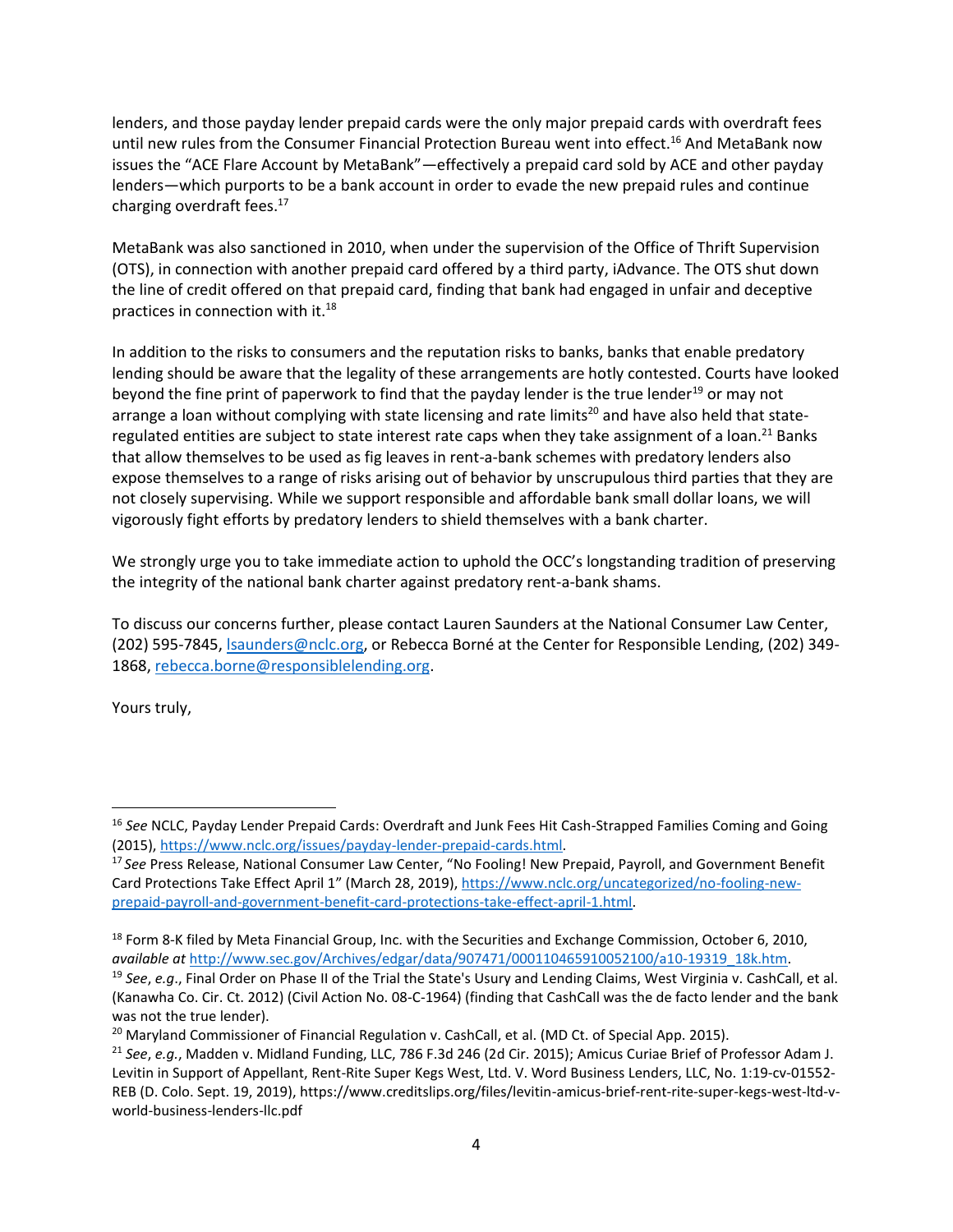lenders, and those payday lender prepaid cards were the only major prepaid cards with overdraft fees until new rules from the Consumer Financial Protection Bureau went into effect.[16] And MetaBank now issues the "ACE Flare Account by MetaBank"—effectively a prepaid card sold by ACE and other payday lenders—which purports to be a bank account in order to evade the new prepaid rules and continue charging overdraft fees.[17]

MetaBank was also sanctioned in 2010, when under the supervision of the Office of Thrift Supervision (OTS), in connection with another prepaid card offered by a third party, iAdvance. The OTS shut down the line of credit offered on that prepaid card, finding that bank had engaged in unfair and deceptive practices in connection with it.[18]

In addition to the risks to consumers and the reputation risks to banks, banks that enable predatory lending should be aware that the legality of these arrangements are hotly contested. Courts have looked beyond the fine print of paperwork to find that the payday lender is the true lender[19] or may not arrange a loan without complying with state licensing and rate limits[20] and have also held that state-regulated entities are subject to state interest rate caps when they take assignment of a loan.[21] Banks that allow themselves to be used as fig leaves in rent-a-bank schemes with predatory lenders also expose themselves to a range of risks arising out of behavior by unscrupulous third parties that they are not closely supervising. While we support responsible and affordable bank small dollar loans, we will vigorously fight efforts by predatory lenders to shield themselves with a bank charter.

We strongly urge you to take immediate action to uphold the OCC's longstanding tradition of preserving the integrity of the national bank charter against predatory rent-a-bank shams.

To discuss our concerns further, please contact Lauren Saunders at the National Consumer Law Center, (202) 595-7845, lsaunders@nclc.org, or Rebecca Borné at the Center for Responsible Lending, (202) 349-1868, rebecca.borne@responsiblelending.org.

Yours truly,

---

[16] *See* NCLC, Payday Lender Prepaid Cards: Overdraft and Junk Fees Hit Cash-Strapped Families Coming and Going (2015), https://www.nclc.org/issues/payday-lender-prepaid-cards.html.

[17] *See* Press Release, National Consumer Law Center, "No Fooling! New Prepaid, Payroll, and Government Benefit Card Protections Take Effect April 1" (March 28, 2019), https://www.nclc.org/uncategorized/no-fooling-new-prepaid-payroll-and-government-benefit-card-protections-take-effect-april-1.html.

[18] Form 8-K filed by Meta Financial Group, Inc. with the Securities and Exchange Commission, October 6, 2010, *available at* http://www.sec.gov/Archives/edgar/data/907471/000110465910052100/a10-19319_18k.htm.

[19] *See*, *e.g.*, Final Order on Phase II of the Trial the State's Usury and Lending Claims, West Virginia v. CashCall, et al. (Kanawha Co. Cir. Ct. 2012) (Civil Action No. 08-C-1964) (finding that CashCall was the de facto lender and the bank was not the true lender).

[20] Maryland Commissioner of Financial Regulation v. CashCall, et al. (MD Ct. of Special App. 2015).

[21] *See*, *e.g.*, Madden v. Midland Funding, LLC, 786 F.3d 246 (2d Cir. 2015); Amicus Curiae Brief of Professor Adam J. Levitin in Support of Appellant, Rent-Rite Super Kegs West, Ltd. V. Word Business Lenders, LLC, No. 1:19-cv-01552-REB (D. Colo. Sept. 19, 2019), https://www.creditslips.org/files/levitin-amicus-brief-rent-rite-super-kegs-west-ltd-v-world-business-lenders-llc.pdf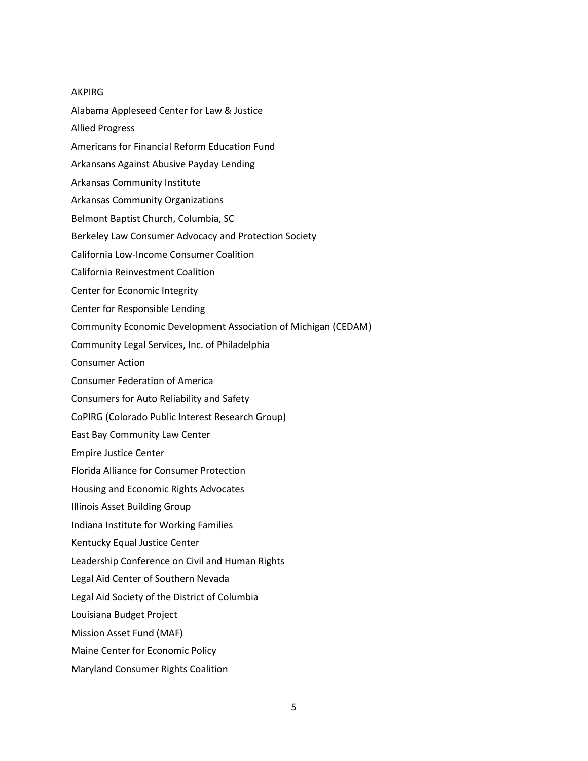AKPIRG

Alabama Appleseed Center for Law & Justice

Allied Progress

Americans for Financial Reform Education Fund

Arkansans Against Abusive Payday Lending

Arkansas Community Institute

Arkansas Community Organizations

Belmont Baptist Church, Columbia, SC

Berkeley Law Consumer Advocacy and Protection Society

California Low-Income Consumer Coalition

California Reinvestment Coalition

Center for Economic Integrity

Center for Responsible Lending

Community Economic Development Association of Michigan (CEDAM)

Community Legal Services, Inc. of Philadelphia

Consumer Action

Consumer Federation of America

Consumers for Auto Reliability and Safety

CoPIRG (Colorado Public Interest Research Group)

East Bay Community Law Center

Empire Justice Center

Florida Alliance for Consumer Protection

Housing and Economic Rights Advocates

Illinois Asset Building Group

Indiana Institute for Working Families

Kentucky Equal Justice Center

Leadership Conference on Civil and Human Rights

Legal Aid Center of Southern Nevada

Legal Aid Society of the District of Columbia

Louisiana Budget Project

Mission Asset Fund (MAF)

Maine Center for Economic Policy

Maryland Consumer Rights Coalition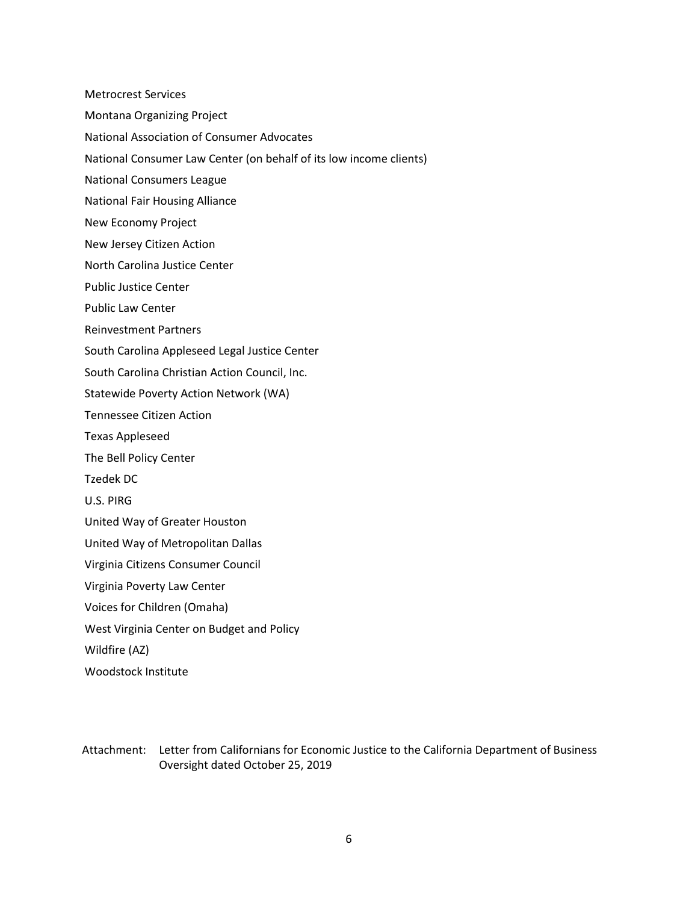Metrocrest Services

Montana Organizing Project

National Association of Consumer Advocates

National Consumer Law Center (on behalf of its low income clients)

National Consumers League

National Fair Housing Alliance

New Economy Project

New Jersey Citizen Action

North Carolina Justice Center

Public Justice Center

Public Law Center

Reinvestment Partners

South Carolina Appleseed Legal Justice Center

South Carolina Christian Action Council, Inc.

Statewide Poverty Action Network (WA)

Tennessee Citizen Action

Texas Appleseed

The Bell Policy Center

Tzedek DC

U.S. PIRG

United Way of Greater Houston

United Way of Metropolitan Dallas

Virginia Citizens Consumer Council

Virginia Poverty Law Center

Voices for Children (Omaha)

West Virginia Center on Budget and Policy

Wildfire (AZ)

Woodstock Institute

Attachment: Letter from Californians for Economic Justice to the California Department of Business Oversight dated October 25, 2019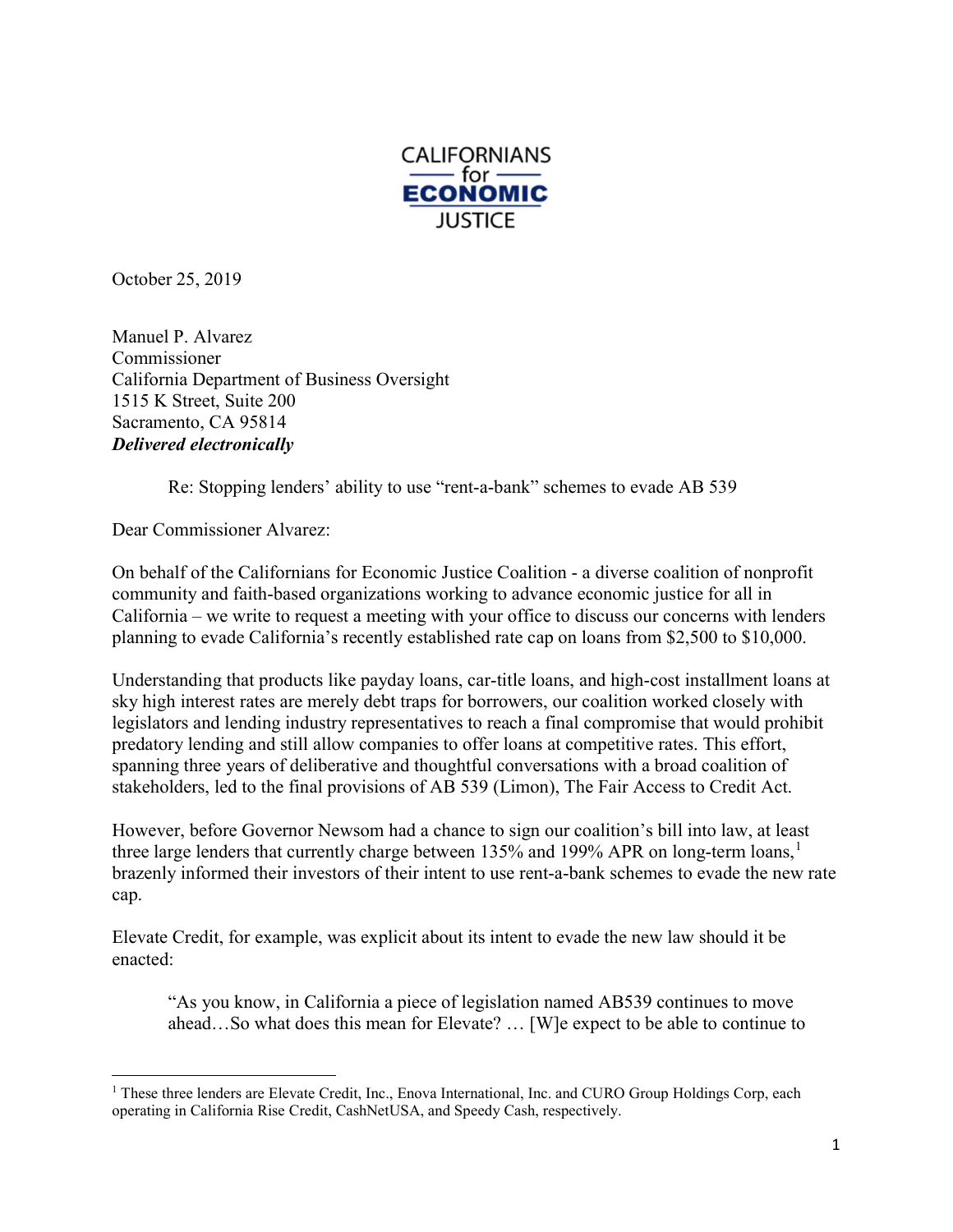CALIFORNIANS
for
ECONOMIC
JUSTICE

October 25, 2019

Manuel P. Alvarez
Commissioner
California Department of Business Oversight
1515 K Street, Suite 200
Sacramento, CA 95814
***Delivered electronically***

Re: Stopping lenders' ability to use "rent-a-bank" schemes to evade AB 539

Dear Commissioner Alvarez:

On behalf of the Californians for Economic Justice Coalition - a diverse coalition of nonprofit community and faith-based organizations working to advance economic justice for all in California – we write to request a meeting with your office to discuss our concerns with lenders planning to evade California's recently established rate cap on loans from $2,500 to $10,000.

Understanding that products like payday loans, car-title loans, and high-cost installment loans at sky high interest rates are merely debt traps for borrowers, our coalition worked closely with legislators and lending industry representatives to reach a final compromise that would prohibit predatory lending and still allow companies to offer loans at competitive rates. This effort, spanning three years of deliberative and thoughtful conversations with a broad coalition of stakeholders, led to the final provisions of AB 539 (Limon), The Fair Access to Credit Act.

However, before Governor Newsom had a chance to sign our coalition's bill into law, at least three large lenders that currently charge between 135% and 199% APR on long-term loans,[1] brazenly informed their investors of their intent to use rent-a-bank schemes to evade the new rate cap.

Elevate Credit, for example, was explicit about its intent to evade the new law should it be enacted:

> "As you know, in California a piece of legislation named AB539 continues to move ahead…So what does this mean for Elevate? … [W]e expect to be able to continue to

[1] These three lenders are Elevate Credit, Inc., Enova International, Inc. and CURO Group Holdings Corp, each operating in California Rise Credit, CashNetUSA, and Speedy Cash, respectively.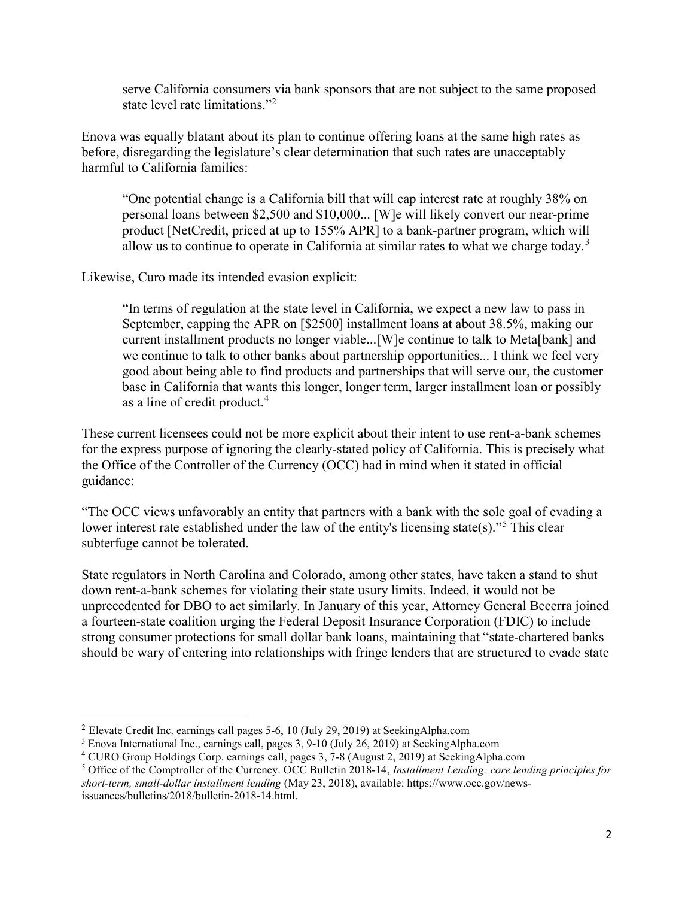serve California consumers via bank sponsors that are not subject to the same proposed state level rate limitations."[2]

Enova was equally blatant about its plan to continue offering loans at the same high rates as before, disregarding the legislature's clear determination that such rates are unacceptably harmful to California families:

> "One potential change is a California bill that will cap interest rate at roughly 38% on personal loans between $2,500 and $10,000... [W]e will likely convert our near-prime product [NetCredit, priced at up to 155% APR] to a bank-partner program, which will allow us to continue to operate in California at similar rates to what we charge today.[3]

Likewise, Curo made its intended evasion explicit:

> "In terms of regulation at the state level in California, we expect a new law to pass in September, capping the APR on [$2500] installment loans at about 38.5%, making our current installment products no longer viable...[W]e continue to talk to Meta[bank] and we continue to talk to other banks about partnership opportunities... I think we feel very good about being able to find products and partnerships that will serve our, the customer base in California that wants this longer, longer term, larger installment loan or possibly as a line of credit product.[4]

These current licensees could not be more explicit about their intent to use rent-a-bank schemes for the express purpose of ignoring the clearly-stated policy of California. This is precisely what the Office of the Controller of the Currency (OCC) had in mind when it stated in official guidance:

"The OCC views unfavorably an entity that partners with a bank with the sole goal of evading a lower interest rate established under the law of the entity's licensing state(s)."[5] This clear subterfuge cannot be tolerated.

State regulators in North Carolina and Colorado, among other states, have taken a stand to shut down rent-a-bank schemes for violating their state usury limits. Indeed, it would not be unprecedented for DBO to act similarly. In January of this year, Attorney General Becerra joined a fourteen-state coalition urging the Federal Deposit Insurance Corporation (FDIC) to include strong consumer protections for small dollar bank loans, maintaining that "state-chartered banks should be wary of entering into relationships with fringe lenders that are structured to evade state

---

[2] Elevate Credit Inc. earnings call pages 5-6, 10 (July 29, 2019) at SeekingAlpha.com

[3] Enova International Inc., earnings call, pages 3, 9-10 (July 26, 2019) at SeekingAlpha.com

[4] CURO Group Holdings Corp. earnings call, pages 3, 7-8 (August 2, 2019) at SeekingAlpha.com

[5] Office of the Comptroller of the Currency. OCC Bulletin 2018-14, *Installment Lending: core lending principles for short-term, small-dollar installment lending* (May 23, 2018), available: https://www.occ.gov/news-issuances/bulletins/2018/bulletin-2018-14.html.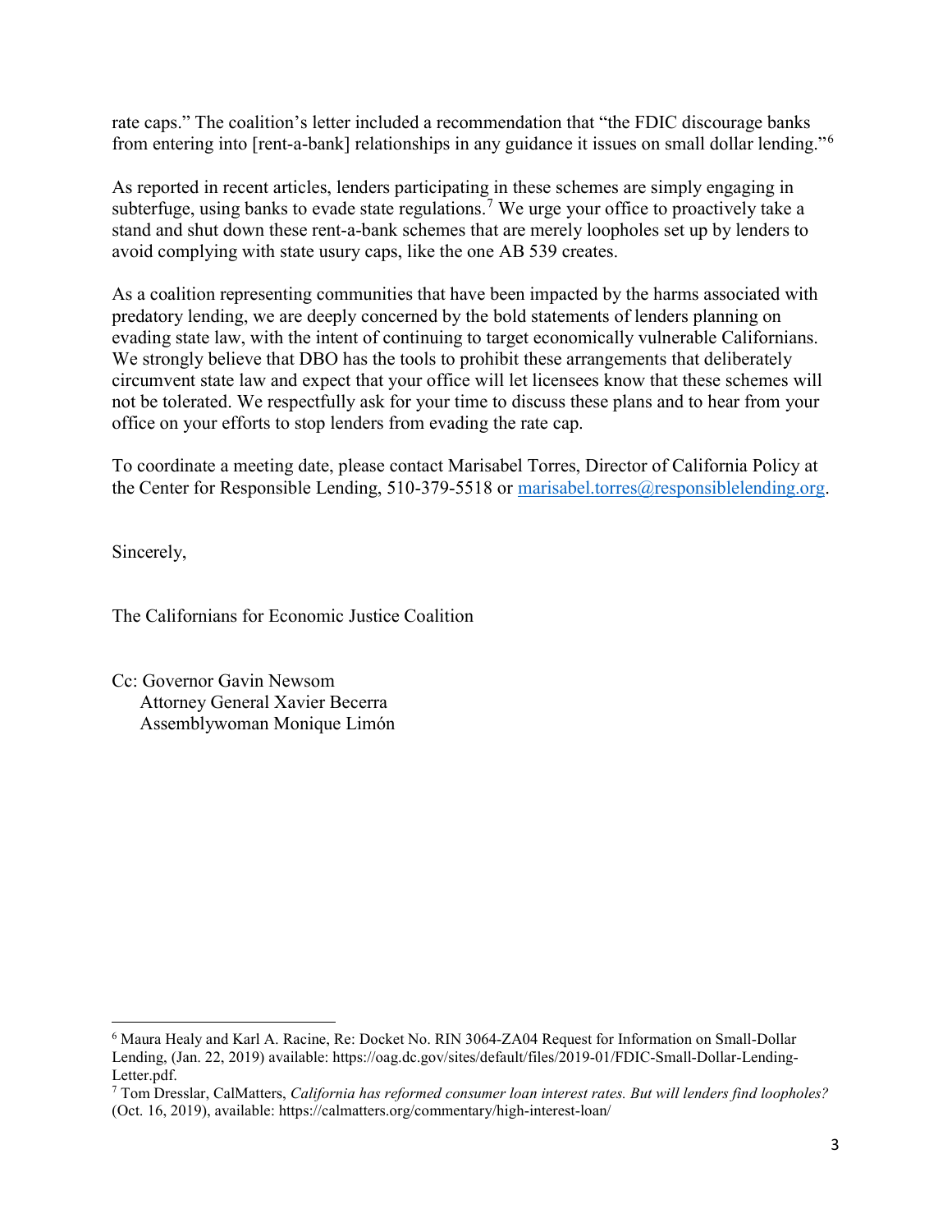rate caps." The coalition's letter included a recommendation that "the FDIC discourage banks from entering into [rent-a-bank] relationships in any guidance it issues on small dollar lending."[6]

As reported in recent articles, lenders participating in these schemes are simply engaging in subterfuge, using banks to evade state regulations.[7] We urge your office to proactively take a stand and shut down these rent-a-bank schemes that are merely loopholes set up by lenders to avoid complying with state usury caps, like the one AB 539 creates.

As a coalition representing communities that have been impacted by the harms associated with predatory lending, we are deeply concerned by the bold statements of lenders planning on evading state law, with the intent of continuing to target economically vulnerable Californians. We strongly believe that DBO has the tools to prohibit these arrangements that deliberately circumvent state law and expect that your office will let licensees know that these schemes will not be tolerated. We respectfully ask for your time to discuss these plans and to hear from your office on your efforts to stop lenders from evading the rate cap.

To coordinate a meeting date, please contact Marisabel Torres, Director of California Policy at the Center for Responsible Lending, 510-379-5518 or marisabel.torres@responsiblelending.org.

Sincerely,

The Californians for Economic Justice Coalition

Cc: Governor Gavin Newsom
Attorney General Xavier Becerra
Assemblywoman Monique Limón

---

[6] Maura Healy and Karl A. Racine, Re: Docket No. RIN 3064-ZA04 Request for Information on Small-Dollar Lending, (Jan. 22, 2019) available: https://oag.dc.gov/sites/default/files/2019-01/FDIC-Small-Dollar-Lending-Letter.pdf.

[7] Tom Dresslar, CalMatters, *California has reformed consumer loan interest rates. But will lenders find loopholes?* (Oct. 16, 2019), available: https://calmatters.org/commentary/high-interest-loan/